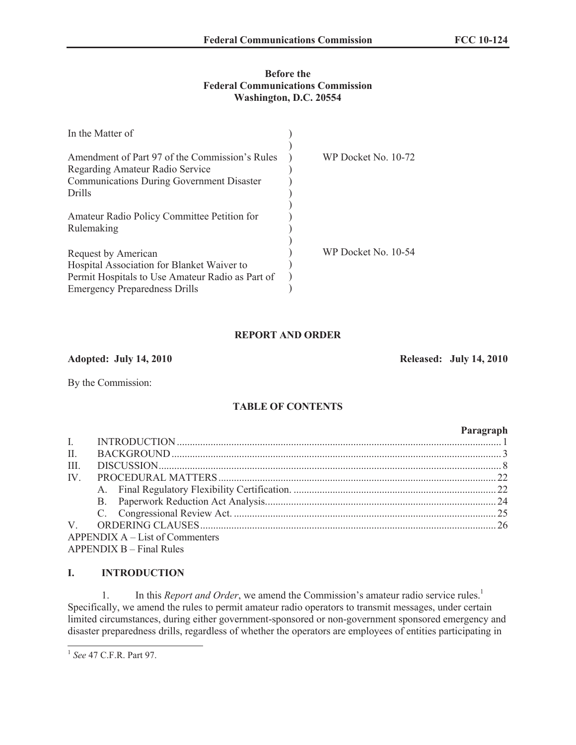**Before the**
**Federal Communications Commission**
**Washington, D.C. 20554**

| | | |
|---|---|---|
| In the Matter of | ) | |
| | ) | |
| Amendment of Part 97 of the Commission's Rules Regarding Amateur Radio Service Communications During Government Disaster Drills | ) | WP Docket No. 10-72 |
| | ) | |
| Amateur Radio Policy Committee Petition for Rulemaking | ) | |
| | ) | |
| Request by American Hospital Association for Blanket Waiver to Permit Hospitals to Use Amateur Radio as Part of Emergency Preparedness Drills | ) | WP Docket No. 10-54 |

**REPORT AND ORDER**

**Adopted: July 14, 2010** **Released: July 14, 2010**

By the Commission:

**TABLE OF CONTENTS**

| | | Paragraph |
|---|---|---|
| I. | INTRODUCTION | 1 |
| II. | BACKGROUND | 3 |
| III. | DISCUSSION | 8 |
| IV. | PROCEDURAL MATTERS | 22 |
| | A. Final Regulatory Flexibility Certification. | 22 |
| | B. Paperwork Reduction Act Analysis. | 24 |
| | C. Congressional Review Act. | 25 |
| V. | ORDERING CLAUSES | 26 |

APPENDIX A – List of Commenters
APPENDIX B – Final Rules

## I. INTRODUCTION

1. In this *Report and Order*, we amend the Commission's amateur radio service rules.[1] Specifically, we amend the rules to permit amateur radio operators to transmit messages, under certain limited circumstances, during either government-sponsored or non-government sponsored emergency and disaster preparedness drills, regardless of whether the operators are employees of entities participating in

[1] *See* 47 C.F.R. Part 97.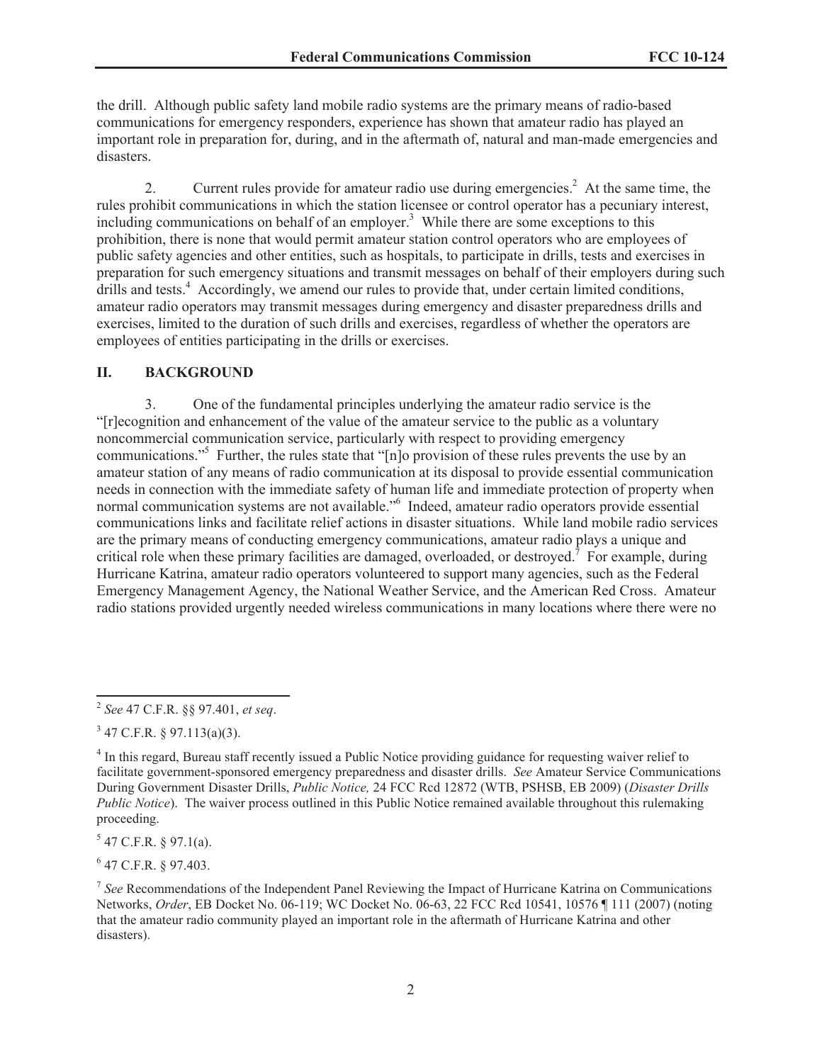the drill. Although public safety land mobile radio systems are the primary means of radio-based communications for emergency responders, experience has shown that amateur radio has played an important role in preparation for, during, and in the aftermath of, natural and man-made emergencies and disasters.

2. Current rules provide for amateur radio use during emergencies.[2] At the same time, the rules prohibit communications in which the station licensee or control operator has a pecuniary interest, including communications on behalf of an employer.[3] While there are some exceptions to this prohibition, there is none that would permit amateur station control operators who are employees of public safety agencies and other entities, such as hospitals, to participate in drills, tests and exercises in preparation for such emergency situations and transmit messages on behalf of their employers during such drills and tests.[4] Accordingly, we amend our rules to provide that, under certain limited conditions, amateur radio operators may transmit messages during emergency and disaster preparedness drills and exercises, limited to the duration of such drills and exercises, regardless of whether the operators are employees of entities participating in the drills or exercises.

## II. BACKGROUND

3. One of the fundamental principles underlying the amateur radio service is the "[r]ecognition and enhancement of the value of the amateur service to the public as a voluntary noncommercial communication service, particularly with respect to providing emergency communications."[5] Further, the rules state that "[n]o provision of these rules prevents the use by an amateur station of any means of radio communication at its disposal to provide essential communication needs in connection with the immediate safety of human life and immediate protection of property when normal communication systems are not available."[6] Indeed, amateur radio operators provide essential communications links and facilitate relief actions in disaster situations. While land mobile radio services are the primary means of conducting emergency communications, amateur radio plays a unique and critical role when these primary facilities are damaged, overloaded, or destroyed.[7] For example, during Hurricane Katrina, amateur radio operators volunteered to support many agencies, such as the Federal Emergency Management Agency, the National Weather Service, and the American Red Cross. Amateur radio stations provided urgently needed wireless communications in many locations where there were no

---

[2] *See* 47 C.F.R. §§ 97.401, *et seq*.

[3] 47 C.F.R. § 97.113(a)(3).

[4] In this regard, Bureau staff recently issued a Public Notice providing guidance for requesting waiver relief to facilitate government-sponsored emergency preparedness and disaster drills. *See* Amateur Service Communications During Government Disaster Drills, *Public Notice,* 24 FCC Rcd 12872 (WTB, PSHSB, EB 2009) (*Disaster Drills Public Notice*). The waiver process outlined in this Public Notice remained available throughout this rulemaking proceeding.

[5] 47 C.F.R. § 97.1(a).

[6] 47 C.F.R. § 97.403.

[7] *See* Recommendations of the Independent Panel Reviewing the Impact of Hurricane Katrina on Communications Networks, *Order*, EB Docket No. 06-119; WC Docket No. 06-63, 22 FCC Rcd 10541, 10576 ¶ 111 (2007) (noting that the amateur radio community played an important role in the aftermath of Hurricane Katrina and other disasters).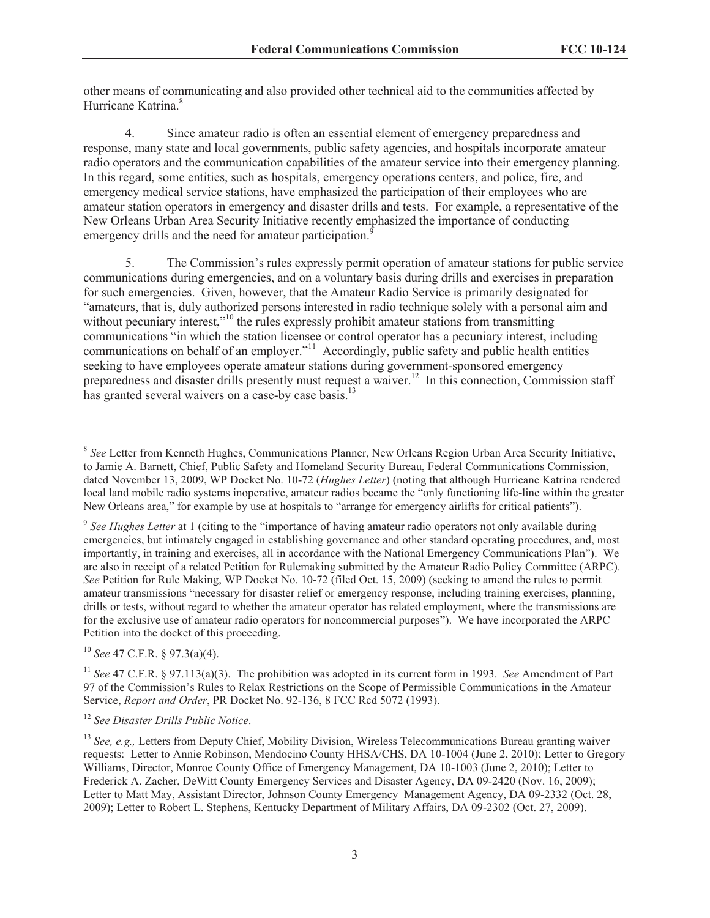other means of communicating and also provided other technical aid to the communities affected by Hurricane Katrina.[8]

4. Since amateur radio is often an essential element of emergency preparedness and response, many state and local governments, public safety agencies, and hospitals incorporate amateur radio operators and the communication capabilities of the amateur service into their emergency planning. In this regard, some entities, such as hospitals, emergency operations centers, and police, fire, and emergency medical service stations, have emphasized the participation of their employees who are amateur station operators in emergency and disaster drills and tests. For example, a representative of the New Orleans Urban Area Security Initiative recently emphasized the importance of conducting emergency drills and the need for amateur participation.[9]

5. The Commission's rules expressly permit operation of amateur stations for public service communications during emergencies, and on a voluntary basis during drills and exercises in preparation for such emergencies. Given, however, that the Amateur Radio Service is primarily designated for "amateurs, that is, duly authorized persons interested in radio technique solely with a personal aim and without pecuniary interest,"[10] the rules expressly prohibit amateur stations from transmitting communications "in which the station licensee or control operator has a pecuniary interest, including communications on behalf of an employer."[11] Accordingly, public safety and public health entities seeking to have employees operate amateur stations during government-sponsored emergency preparedness and disaster drills presently must request a waiver.[12] In this connection, Commission staff has granted several waivers on a case-by case basis.[13]

---

[8] *See* Letter from Kenneth Hughes, Communications Planner, New Orleans Region Urban Area Security Initiative, to Jamie A. Barnett, Chief, Public Safety and Homeland Security Bureau, Federal Communications Commission, dated November 13, 2009, WP Docket No. 10-72 (*Hughes Letter*) (noting that although Hurricane Katrina rendered local land mobile radio systems inoperative, amateur radios became the "only functioning life-line within the greater New Orleans area," for example by use at hospitals to "arrange for emergency airlifts for critical patients").

[9] *See Hughes Letter* at 1 (citing to the "importance of having amateur radio operators not only available during emergencies, but intimately engaged in establishing governance and other standard operating procedures, and, most importantly, in training and exercises, all in accordance with the National Emergency Communications Plan"). We are also in receipt of a related Petition for Rulemaking submitted by the Amateur Radio Policy Committee (ARPC). *See* Petition for Rule Making, WP Docket No. 10-72 (filed Oct. 15, 2009) (seeking to amend the rules to permit amateur transmissions "necessary for disaster relief or emergency response, including training exercises, planning, drills or tests, without regard to whether the amateur operator has related employment, where the transmissions are for the exclusive use of amateur radio operators for noncommercial purposes"). We have incorporated the ARPC Petition into the docket of this proceeding.

[10] *See* 47 C.F.R. § 97.3(a)(4).

[11] *See* 47 C.F.R. § 97.113(a)(3). The prohibition was adopted in its current form in 1993. *See* Amendment of Part 97 of the Commission's Rules to Relax Restrictions on the Scope of Permissible Communications in the Amateur Service, *Report and Order*, PR Docket No. 92-136, 8 FCC Rcd 5072 (1993).

[12] *See Disaster Drills Public Notice*.

[13] *See, e.g.,* Letters from Deputy Chief, Mobility Division, Wireless Telecommunications Bureau granting waiver requests: Letter to Annie Robinson, Mendocino County HHSA/CHS, DA 10-1004 (June 2, 2010); Letter to Gregory Williams, Director, Monroe County Office of Emergency Management, DA 10-1003 (June 2, 2010); Letter to Frederick A. Zacher, DeWitt County Emergency Services and Disaster Agency, DA 09-2420 (Nov. 16, 2009); Letter to Matt May, Assistant Director, Johnson County Emergency Management Agency, DA 09-2332 (Oct. 28, 2009); Letter to Robert L. Stephens, Kentucky Department of Military Affairs, DA 09-2302 (Oct. 27, 2009).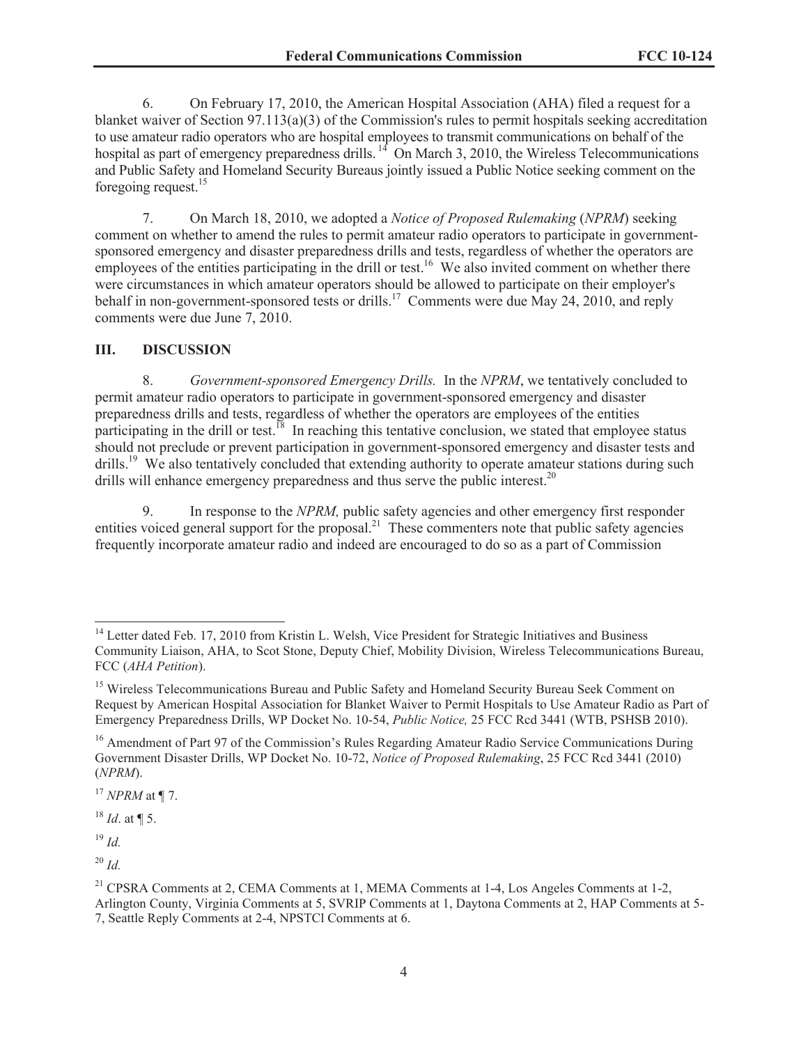6. On February 17, 2010, the American Hospital Association (AHA) filed a request for a blanket waiver of Section 97.113(a)(3) of the Commission's rules to permit hospitals seeking accreditation to use amateur radio operators who are hospital employees to transmit communications on behalf of the hospital as part of emergency preparedness drills.[14] On March 3, 2010, the Wireless Telecommunications and Public Safety and Homeland Security Bureaus jointly issued a Public Notice seeking comment on the foregoing request.[15]

7. On March 18, 2010, we adopted a *Notice of Proposed Rulemaking* (*NPRM*) seeking comment on whether to amend the rules to permit amateur radio operators to participate in government-sponsored emergency and disaster preparedness drills and tests, regardless of whether the operators are employees of the entities participating in the drill or test.[16] We also invited comment on whether there were circumstances in which amateur operators should be allowed to participate on their employer's behalf in non-government-sponsored tests or drills.[17] Comments were due May 24, 2010, and reply comments were due June 7, 2010.

## III. DISCUSSION

8. *Government-sponsored Emergency Drills.* In the *NPRM*, we tentatively concluded to permit amateur radio operators to participate in government-sponsored emergency and disaster preparedness drills and tests, regardless of whether the operators are employees of the entities participating in the drill or test.[18] In reaching this tentative conclusion, we stated that employee status should not preclude or prevent participation in government-sponsored emergency and disaster tests and drills.[19] We also tentatively concluded that extending authority to operate amateur stations during such drills will enhance emergency preparedness and thus serve the public interest.[20]

9. In response to the *NPRM,* public safety agencies and other emergency first responder entities voiced general support for the proposal.[21] These commenters note that public safety agencies frequently incorporate amateur radio and indeed are encouraged to do so as a part of Commission

---

[14] Letter dated Feb. 17, 2010 from Kristin L. Welsh, Vice President for Strategic Initiatives and Business Community Liaison, AHA, to Scot Stone, Deputy Chief, Mobility Division, Wireless Telecommunications Bureau, FCC (*AHA Petition*).

[15] Wireless Telecommunications Bureau and Public Safety and Homeland Security Bureau Seek Comment on Request by American Hospital Association for Blanket Waiver to Permit Hospitals to Use Amateur Radio as Part of Emergency Preparedness Drills, WP Docket No. 10-54, *Public Notice,* 25 FCC Rcd 3441 (WTB, PSHSB 2010).

[16] Amendment of Part 97 of the Commission's Rules Regarding Amateur Radio Service Communications During Government Disaster Drills, WP Docket No. 10-72, *Notice of Proposed Rulemaking*, 25 FCC Rcd 3441 (2010) (*NPRM*).

[17] *NPRM* at ¶ 7.

[18] *Id*. at ¶ 5.

[19] *Id.*

[20] *Id.*

[21] CPSRA Comments at 2, CEMA Comments at 1, MEMA Comments at 1-4, Los Angeles Comments at 1-2, Arlington County, Virginia Comments at 5, SVRIP Comments at 1, Daytona Comments at 2, HAP Comments at 5-7, Seattle Reply Comments at 2-4, NPSTCl Comments at 6.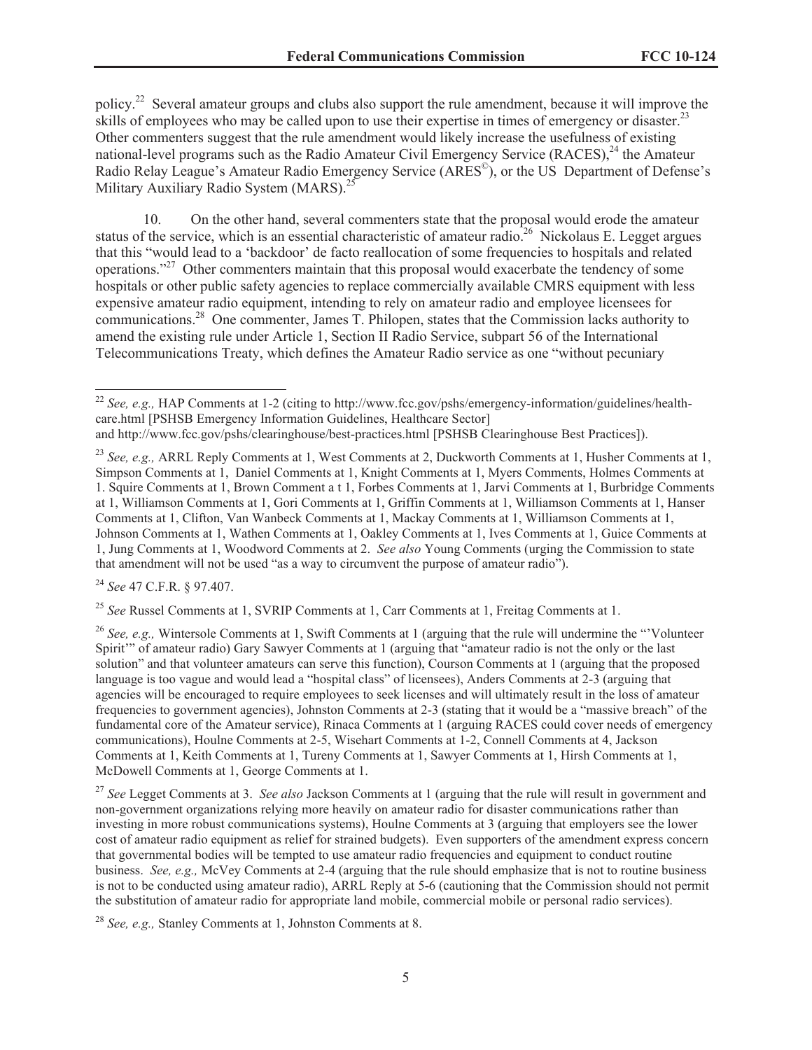policy.[22] Several amateur groups and clubs also support the rule amendment, because it will improve the skills of employees who may be called upon to use their expertise in times of emergency or disaster.[23] Other commenters suggest that the rule amendment would likely increase the usefulness of existing national-level programs such as the Radio Amateur Civil Emergency Service (RACES),[24] the Amateur Radio Relay League's Amateur Radio Emergency Service (ARES©), or the US Department of Defense's Military Auxiliary Radio System (MARS).[25]

10. On the other hand, several commenters state that the proposal would erode the amateur status of the service, which is an essential characteristic of amateur radio.[26] Nickolaus E. Legget argues that this "would lead to a 'backdoor' de facto reallocation of some frequencies to hospitals and related operations."[27] Other commenters maintain that this proposal would exacerbate the tendency of some hospitals or other public safety agencies to replace commercially available CMRS equipment with less expensive amateur radio equipment, intending to rely on amateur radio and employee licensees for communications.[28] One commenter, James T. Philopen, states that the Commission lacks authority to amend the existing rule under Article 1, Section II Radio Service, subpart 56 of the International Telecommunications Treaty, which defines the Amateur Radio service as one "without pecuniary

---

[22] *See, e.g.,* HAP Comments at 1-2 (citing to http://www.fcc.gov/pshs/emergency-information/guidelines/health-care.html [PSHSB Emergency Information Guidelines, Healthcare Sector] and http://www.fcc.gov/pshs/clearinghouse/best-practices.html [PSHSB Clearinghouse Best Practices]).

[23] *See, e.g.,* ARRL Reply Comments at 1, West Comments at 2, Duckworth Comments at 1, Husher Comments at 1, Simpson Comments at 1, Daniel Comments at 1, Knight Comments at 1, Myers Comments, Holmes Comments at 1. Squire Comments at 1, Brown Comment a t 1, Forbes Comments at 1, Jarvi Comments at 1, Burbridge Comments at 1, Williamson Comments at 1, Gori Comments at 1, Griffin Comments at 1, Williamson Comments at 1, Hanser Comments at 1, Clifton, Van Wanbeck Comments at 1, Mackay Comments at 1, Williamson Comments at 1, Johnson Comments at 1, Wathen Comments at 1, Oakley Comments at 1, Ives Comments at 1, Guice Comments at 1, Jung Comments at 1, Woodword Comments at 2. *See also* Young Comments (urging the Commission to state that amendment will not be used "as a way to circumvent the purpose of amateur radio").

[24] *See* 47 C.F.R. § 97.407.

[25] *See* Russel Comments at 1, SVRIP Comments at 1, Carr Comments at 1, Freitag Comments at 1.

[26] *See, e.g.,* Wintersole Comments at 1, Swift Comments at 1 (arguing that the rule will undermine the "'Volunteer Spirit'" of amateur radio) Gary Sawyer Comments at 1 (arguing that "amateur radio is not the only or the last solution" and that volunteer amateurs can serve this function), Courson Comments at 1 (arguing that the proposed language is too vague and would lead a "hospital class" of licensees), Anders Comments at 2-3 (arguing that agencies will be encouraged to require employees to seek licenses and will ultimately result in the loss of amateur frequencies to government agencies), Johnston Comments at 2-3 (stating that it would be a "massive breach" of the fundamental core of the Amateur service), Rinaca Comments at 1 (arguing RACES could cover needs of emergency communications), Houlne Comments at 2-5, Wisehart Comments at 1-2, Connell Comments at 4, Jackson Comments at 1, Keith Comments at 1, Tureny Comments at 1, Sawyer Comments at 1, Hirsh Comments at 1, McDowell Comments at 1, George Comments at 1.

[27] *See* Legget Comments at 3. *See also* Jackson Comments at 1 (arguing that the rule will result in government and non-government organizations relying more heavily on amateur radio for disaster communications rather than investing in more robust communications systems), Houlne Comments at 3 (arguing that employers see the lower cost of amateur radio equipment as relief for strained budgets). Even supporters of the amendment express concern that governmental bodies will be tempted to use amateur radio frequencies and equipment to conduct routine business. *See, e.g.,* McVey Comments at 2-4 (arguing that the rule should emphasize that is not to routine business is not to be conducted using amateur radio), ARRL Reply at 5-6 (cautioning that the Commission should not permit the substitution of amateur radio for appropriate land mobile, commercial mobile or personal radio services).

[28] *See, e.g.,* Stanley Comments at 1, Johnston Comments at 8.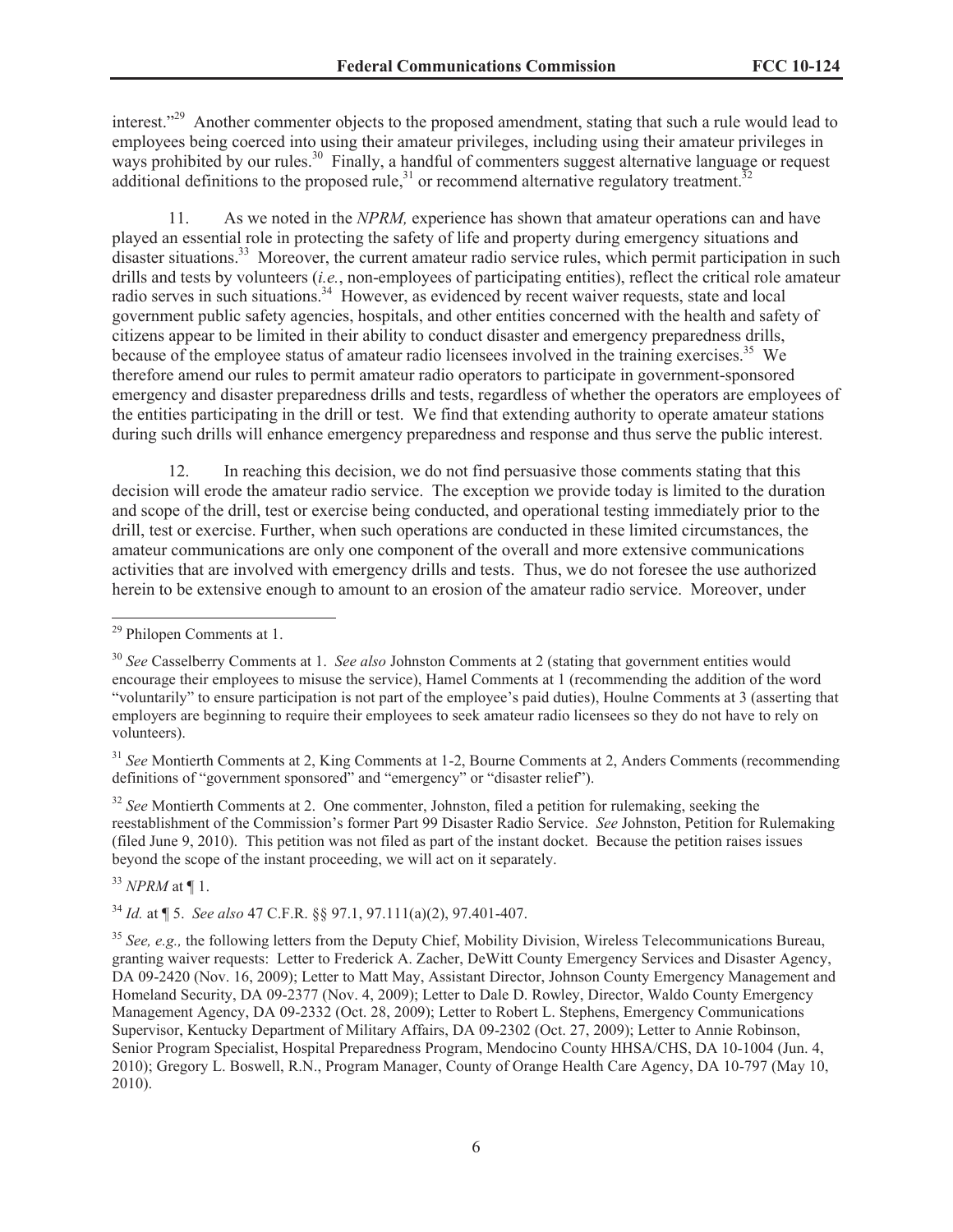interest."[29] Another commenter objects to the proposed amendment, stating that such a rule would lead to employees being coerced into using their amateur privileges, including using their amateur privileges in ways prohibited by our rules.[30] Finally, a handful of commenters suggest alternative language or request additional definitions to the proposed rule,[31] or recommend alternative regulatory treatment.[32]

11. As we noted in the *NPRM,* experience has shown that amateur operations can and have played an essential role in protecting the safety of life and property during emergency situations and disaster situations.[33] Moreover, the current amateur radio service rules, which permit participation in such drills and tests by volunteers (*i.e.*, non-employees of participating entities), reflect the critical role amateur radio serves in such situations.[34] However, as evidenced by recent waiver requests, state and local government public safety agencies, hospitals, and other entities concerned with the health and safety of citizens appear to be limited in their ability to conduct disaster and emergency preparedness drills, because of the employee status of amateur radio licensees involved in the training exercises.[35] We therefore amend our rules to permit amateur radio operators to participate in government-sponsored emergency and disaster preparedness drills and tests, regardless of whether the operators are employees of the entities participating in the drill or test. We find that extending authority to operate amateur stations during such drills will enhance emergency preparedness and response and thus serve the public interest.

12. In reaching this decision, we do not find persuasive those comments stating that this decision will erode the amateur radio service. The exception we provide today is limited to the duration and scope of the drill, test or exercise being conducted, and operational testing immediately prior to the drill, test or exercise. Further, when such operations are conducted in these limited circumstances, the amateur communications are only one component of the overall and more extensive communications activities that are involved with emergency drills and tests. Thus, we do not foresee the use authorized herein to be extensive enough to amount to an erosion of the amateur radio service. Moreover, under

---

[29] Philopen Comments at 1.

[30] *See* Casselberry Comments at 1. *See also* Johnston Comments at 2 (stating that government entities would encourage their employees to misuse the service), Hamel Comments at 1 (recommending the addition of the word "voluntarily" to ensure participation is not part of the employee's paid duties), Houlne Comments at 3 (asserting that employers are beginning to require their employees to seek amateur radio licensees so they do not have to rely on volunteers).

[31] *See* Montierth Comments at 2, King Comments at 1-2, Bourne Comments at 2, Anders Comments (recommending definitions of "government sponsored" and "emergency" or "disaster relief").

[32] *See* Montierth Comments at 2. One commenter, Johnston, filed a petition for rulemaking, seeking the reestablishment of the Commission's former Part 99 Disaster Radio Service. *See* Johnston, Petition for Rulemaking (filed June 9, 2010). This petition was not filed as part of the instant docket. Because the petition raises issues beyond the scope of the instant proceeding, we will act on it separately.

[33] *NPRM* at ¶ 1.

[34] *Id.* at ¶ 5. *See also* 47 C.F.R. §§ 97.1, 97.111(a)(2), 97.401-407.

[35] *See, e.g.,* the following letters from the Deputy Chief, Mobility Division, Wireless Telecommunications Bureau, granting waiver requests: Letter to Frederick A. Zacher, DeWitt County Emergency Services and Disaster Agency, DA 09-2420 (Nov. 16, 2009); Letter to Matt May, Assistant Director, Johnson County Emergency Management and Homeland Security, DA 09-2377 (Nov. 4, 2009); Letter to Dale D. Rowley, Director, Waldo County Emergency Management Agency, DA 09-2332 (Oct. 28, 2009); Letter to Robert L. Stephens, Emergency Communications Supervisor, Kentucky Department of Military Affairs, DA 09-2302 (Oct. 27, 2009); Letter to Annie Robinson, Senior Program Specialist, Hospital Preparedness Program, Mendocino County HHSA/CHS, DA 10-1004 (Jun. 4, 2010); Gregory L. Boswell, R.N., Program Manager, County of Orange Health Care Agency, DA 10-797 (May 10, 2010).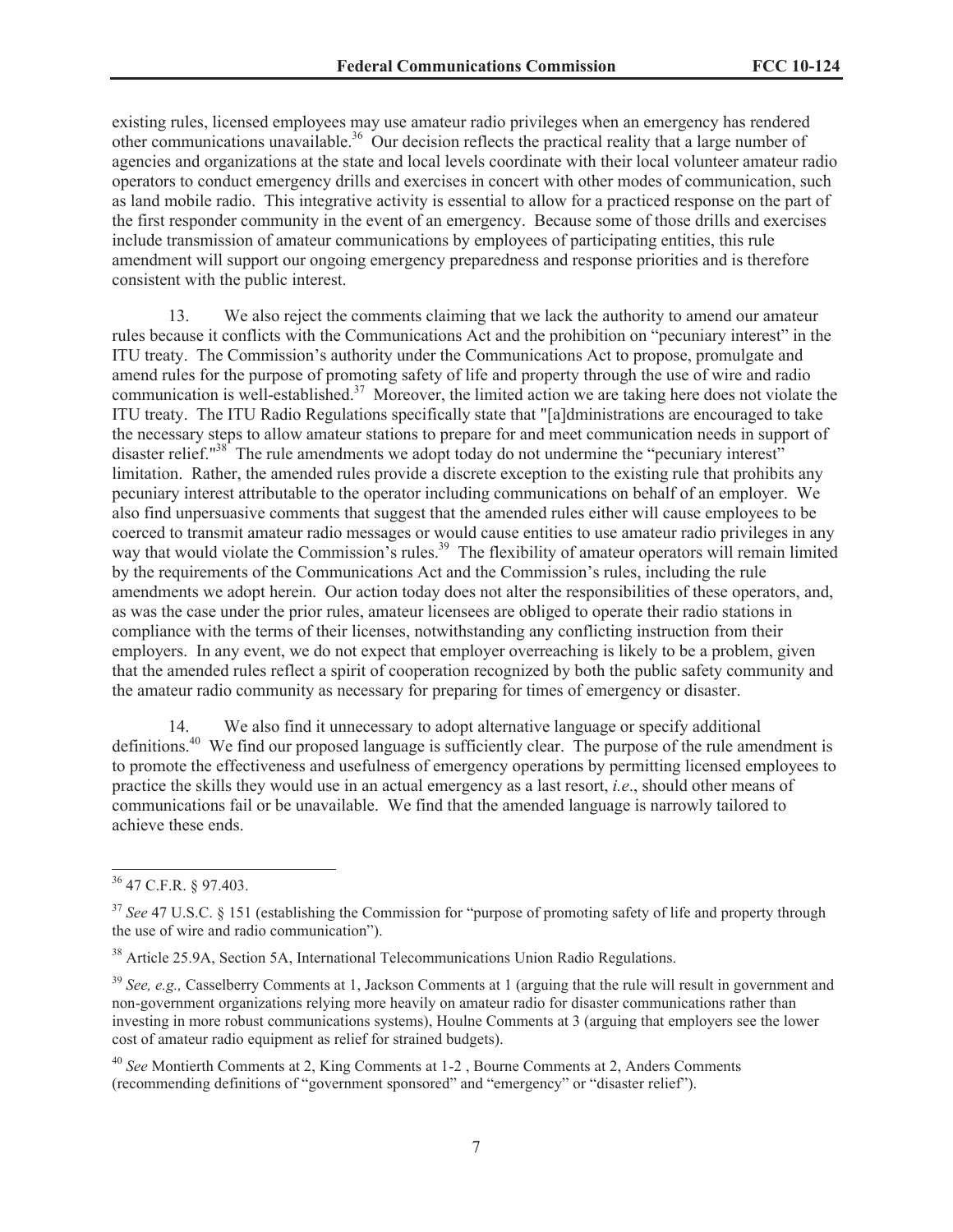existing rules, licensed employees may use amateur radio privileges when an emergency has rendered other communications unavailable.[36] Our decision reflects the practical reality that a large number of agencies and organizations at the state and local levels coordinate with their local volunteer amateur radio operators to conduct emergency drills and exercises in concert with other modes of communication, such as land mobile radio. This integrative activity is essential to allow for a practiced response on the part of the first responder community in the event of an emergency. Because some of those drills and exercises include transmission of amateur communications by employees of participating entities, this rule amendment will support our ongoing emergency preparedness and response priorities and is therefore consistent with the public interest.

13. We also reject the comments claiming that we lack the authority to amend our amateur rules because it conflicts with the Communications Act and the prohibition on "pecuniary interest" in the ITU treaty. The Commission's authority under the Communications Act to propose, promulgate and amend rules for the purpose of promoting safety of life and property through the use of wire and radio communication is well-established.[37] Moreover, the limited action we are taking here does not violate the ITU treaty. The ITU Radio Regulations specifically state that "[a]dministrations are encouraged to take the necessary steps to allow amateur stations to prepare for and meet communication needs in support of disaster relief."[38] The rule amendments we adopt today do not undermine the "pecuniary interest" limitation. Rather, the amended rules provide a discrete exception to the existing rule that prohibits any pecuniary interest attributable to the operator including communications on behalf of an employer. We also find unpersuasive comments that suggest that the amended rules either will cause employees to be coerced to transmit amateur radio messages or would cause entities to use amateur radio privileges in any way that would violate the Commission's rules.[39] The flexibility of amateur operators will remain limited by the requirements of the Communications Act and the Commission's rules, including the rule amendments we adopt herein. Our action today does not alter the responsibilities of these operators, and, as was the case under the prior rules, amateur licensees are obliged to operate their radio stations in compliance with the terms of their licenses, notwithstanding any conflicting instruction from their employers. In any event, we do not expect that employer overreaching is likely to be a problem, given that the amended rules reflect a spirit of cooperation recognized by both the public safety community and the amateur radio community as necessary for preparing for times of emergency or disaster.

14. We also find it unnecessary to adopt alternative language or specify additional definitions.[40] We find our proposed language is sufficiently clear. The purpose of the rule amendment is to promote the effectiveness and usefulness of emergency operations by permitting licensed employees to practice the skills they would use in an actual emergency as a last resort, *i.e*., should other means of communications fail or be unavailable. We find that the amended language is narrowly tailored to achieve these ends.

---

[36] 47 C.F.R. § 97.403.

[37] *See* 47 U.S.C. § 151 (establishing the Commission for "purpose of promoting safety of life and property through the use of wire and radio communication").

[38] Article 25.9A, Section 5A, International Telecommunications Union Radio Regulations.

[39] *See, e.g.,* Casselberry Comments at 1, Jackson Comments at 1 (arguing that the rule will result in government and non-government organizations relying more heavily on amateur radio for disaster communications rather than investing in more robust communications systems), Houlne Comments at 3 (arguing that employers see the lower cost of amateur radio equipment as relief for strained budgets).

[40] *See* Montierth Comments at 2, King Comments at 1-2 , Bourne Comments at 2, Anders Comments (recommending definitions of "government sponsored" and "emergency" or "disaster relief").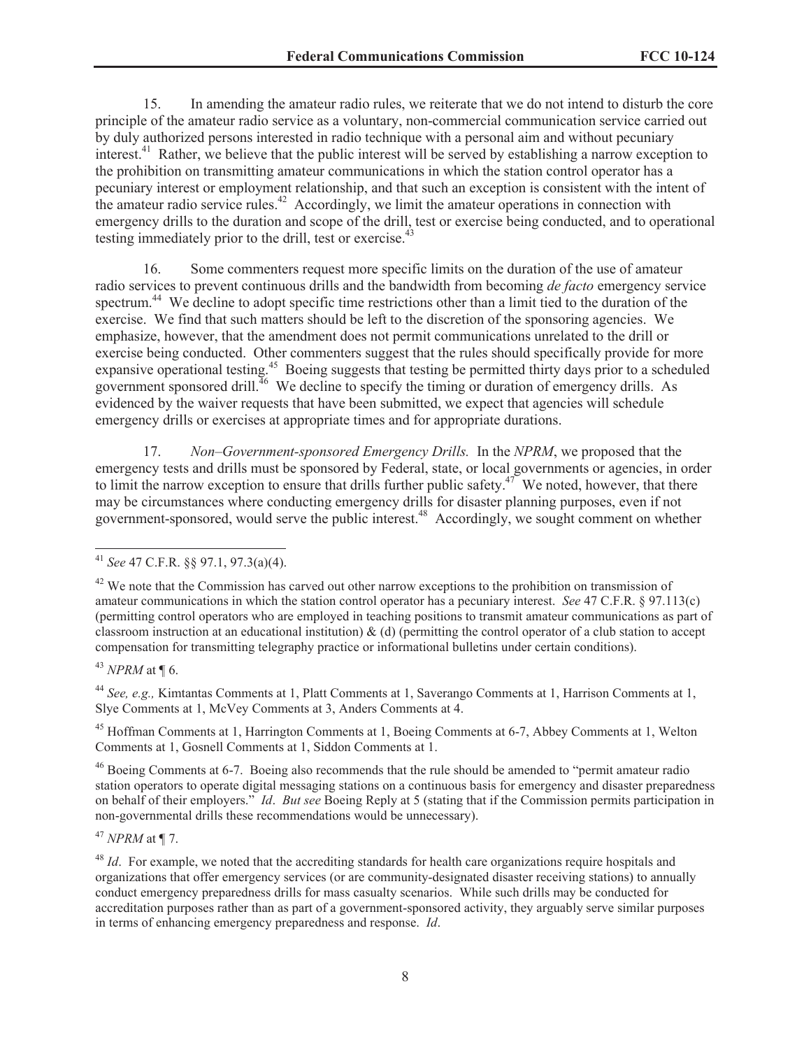15. In amending the amateur radio rules, we reiterate that we do not intend to disturb the core principle of the amateur radio service as a voluntary, non-commercial communication service carried out by duly authorized persons interested in radio technique with a personal aim and without pecuniary interest.[41] Rather, we believe that the public interest will be served by establishing a narrow exception to the prohibition on transmitting amateur communications in which the station control operator has a pecuniary interest or employment relationship, and that such an exception is consistent with the intent of the amateur radio service rules.[42] Accordingly, we limit the amateur operations in connection with emergency drills to the duration and scope of the drill, test or exercise being conducted, and to operational testing immediately prior to the drill, test or exercise.[43]

16. Some commenters request more specific limits on the duration of the use of amateur radio services to prevent continuous drills and the bandwidth from becoming *de facto* emergency service spectrum.[44] We decline to adopt specific time restrictions other than a limit tied to the duration of the exercise. We find that such matters should be left to the discretion of the sponsoring agencies. We emphasize, however, that the amendment does not permit communications unrelated to the drill or exercise being conducted. Other commenters suggest that the rules should specifically provide for more expansive operational testing.[45] Boeing suggests that testing be permitted thirty days prior to a scheduled government sponsored drill.[46] We decline to specify the timing or duration of emergency drills. As evidenced by the waiver requests that have been submitted, we expect that agencies will schedule emergency drills or exercises at appropriate times and for appropriate durations.

17. *Non–Government-sponsored Emergency Drills.* In the *NPRM*, we proposed that the emergency tests and drills must be sponsored by Federal, state, or local governments or agencies, in order to limit the narrow exception to ensure that drills further public safety.[47] We noted, however, that there may be circumstances where conducting emergency drills for disaster planning purposes, even if not government-sponsored, would serve the public interest.[48] Accordingly, we sought comment on whether

---

[41] *See* 47 C.F.R. §§ 97.1, 97.3(a)(4).

[42] We note that the Commission has carved out other narrow exceptions to the prohibition on transmission of amateur communications in which the station control operator has a pecuniary interest. *See* 47 C.F.R. § 97.113(c) (permitting control operators who are employed in teaching positions to transmit amateur communications as part of classroom instruction at an educational institution) & (d) (permitting the control operator of a club station to accept compensation for transmitting telegraphy practice or informational bulletins under certain conditions).

[43] *NPRM* at ¶ 6.

[44] *See, e.g.,* Kimtantas Comments at 1, Platt Comments at 1, Saverango Comments at 1, Harrison Comments at 1, Slye Comments at 1, McVey Comments at 3, Anders Comments at 4.

[45] Hoffman Comments at 1, Harrington Comments at 1, Boeing Comments at 6-7, Abbey Comments at 1, Welton Comments at 1, Gosnell Comments at 1, Siddon Comments at 1.

[46] Boeing Comments at 6-7. Boeing also recommends that the rule should be amended to "permit amateur radio station operators to operate digital messaging stations on a continuous basis for emergency and disaster preparedness on behalf of their employers." *Id*. *But see* Boeing Reply at 5 (stating that if the Commission permits participation in non-governmental drills these recommendations would be unnecessary).

[47] *NPRM* at ¶ 7.

[48] *Id*. For example, we noted that the accrediting standards for health care organizations require hospitals and organizations that offer emergency services (or are community-designated disaster receiving stations) to annually conduct emergency preparedness drills for mass casualty scenarios. While such drills may be conducted for accreditation purposes rather than as part of a government-sponsored activity, they arguably serve similar purposes in terms of enhancing emergency preparedness and response. *Id*.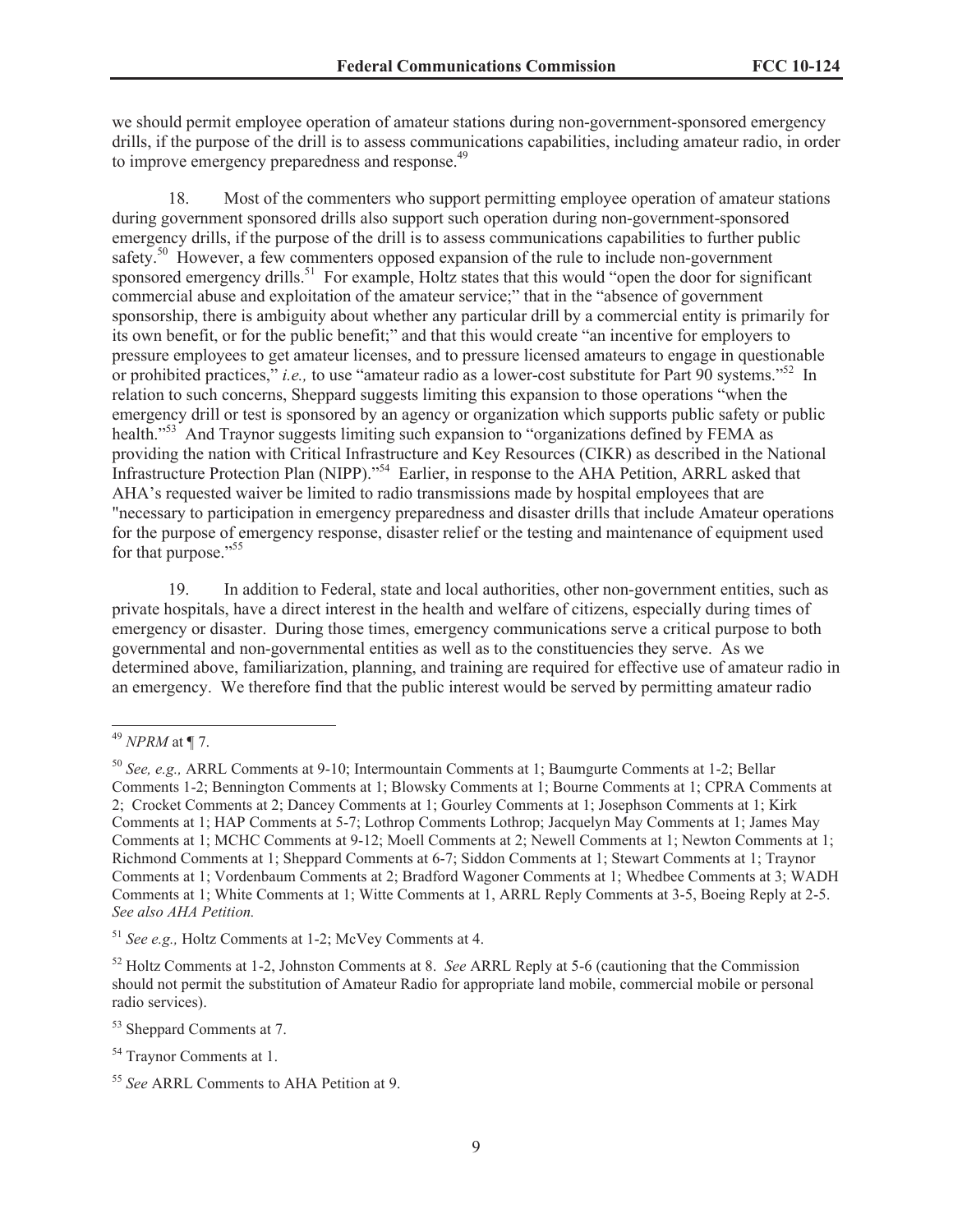we should permit employee operation of amateur stations during non-government-sponsored emergency drills, if the purpose of the drill is to assess communications capabilities, including amateur radio, in order to improve emergency preparedness and response.[49]

18. Most of the commenters who support permitting employee operation of amateur stations during government sponsored drills also support such operation during non-government-sponsored emergency drills, if the purpose of the drill is to assess communications capabilities to further public safety.[50] However, a few commenters opposed expansion of the rule to include non-government sponsored emergency drills.[51] For example, Holtz states that this would "open the door for significant commercial abuse and exploitation of the amateur service;" that in the "absence of government sponsorship, there is ambiguity about whether any particular drill by a commercial entity is primarily for its own benefit, or for the public benefit;" and that this would create "an incentive for employers to pressure employees to get amateur licenses, and to pressure licensed amateurs to engage in questionable or prohibited practices," *i.e.,* to use "amateur radio as a lower-cost substitute for Part 90 systems."[52] In relation to such concerns, Sheppard suggests limiting this expansion to those operations "when the emergency drill or test is sponsored by an agency or organization which supports public safety or public health."[53] And Traynor suggests limiting such expansion to "organizations defined by FEMA as providing the nation with Critical Infrastructure and Key Resources (CIKR) as described in the National Infrastructure Protection Plan (NIPP)."[54] Earlier, in response to the AHA Petition, ARRL asked that AHA's requested waiver be limited to radio transmissions made by hospital employees that are "necessary to participation in emergency preparedness and disaster drills that include Amateur operations for the purpose of emergency response, disaster relief or the testing and maintenance of equipment used for that purpose."[55]

19. In addition to Federal, state and local authorities, other non-government entities, such as private hospitals, have a direct interest in the health and welfare of citizens, especially during times of emergency or disaster. During those times, emergency communications serve a critical purpose to both governmental and non-governmental entities as well as to the constituencies they serve. As we determined above, familiarization, planning, and training are required for effective use of amateur radio in an emergency. We therefore find that the public interest would be served by permitting amateur radio

---

[49] *NPRM* at ¶ 7.

[50] *See, e.g.,* ARRL Comments at 9-10; Intermountain Comments at 1; Baumgurte Comments at 1-2; Bellar Comments 1-2; Bennington Comments at 1; Blowsky Comments at 1; Bourne Comments at 1; CPRA Comments at 2; Crocket Comments at 2; Dancey Comments at 1; Gourley Comments at 1; Josephson Comments at 1; Kirk Comments at 1; HAP Comments at 5-7; Lothrop Comments Lothrop; Jacquelyn May Comments at 1; James May Comments at 1; MCHC Comments at 9-12; Moell Comments at 2; Newell Comments at 1; Newton Comments at 1; Richmond Comments at 1; Sheppard Comments at 6-7; Siddon Comments at 1; Stewart Comments at 1; Traynor Comments at 1; Vordenbaum Comments at 2; Bradford Wagoner Comments at 1; Whedbee Comments at 3; WADH Comments at 1; White Comments at 1; Witte Comments at 1, ARRL Reply Comments at 3-5, Boeing Reply at 2-5. *See also AHA Petition.*

[51] *See e.g.,* Holtz Comments at 1-2; McVey Comments at 4.

[52] Holtz Comments at 1-2, Johnston Comments at 8. *See* ARRL Reply at 5-6 (cautioning that the Commission should not permit the substitution of Amateur Radio for appropriate land mobile, commercial mobile or personal radio services).

[53] Sheppard Comments at 7.

[54] Traynor Comments at 1.

[55] *See* ARRL Comments to AHA Petition at 9.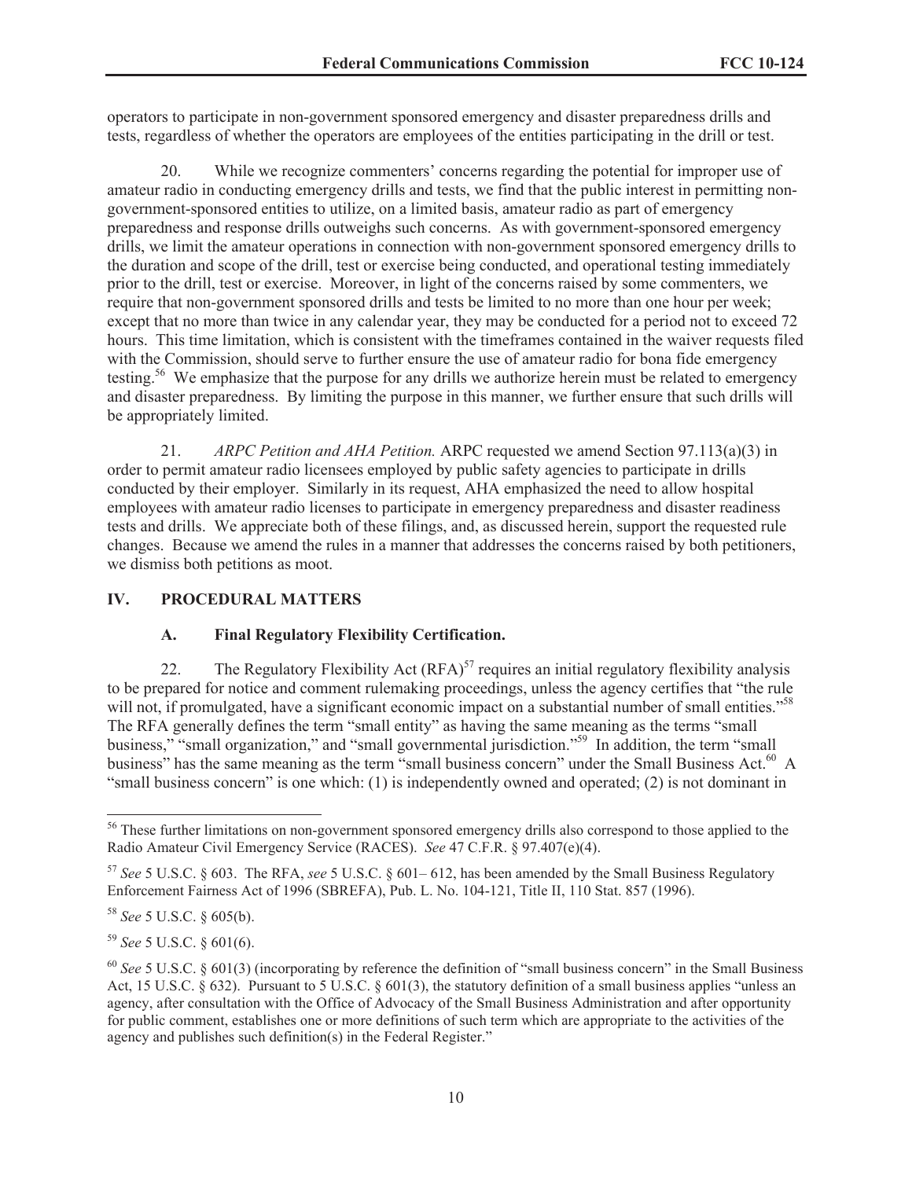operators to participate in non-government sponsored emergency and disaster preparedness drills and tests, regardless of whether the operators are employees of the entities participating in the drill or test.

20. While we recognize commenters' concerns regarding the potential for improper use of amateur radio in conducting emergency drills and tests, we find that the public interest in permitting non-government-sponsored entities to utilize, on a limited basis, amateur radio as part of emergency preparedness and response drills outweighs such concerns. As with government-sponsored emergency drills, we limit the amateur operations in connection with non-government sponsored emergency drills to the duration and scope of the drill, test or exercise being conducted, and operational testing immediately prior to the drill, test or exercise. Moreover, in light of the concerns raised by some commenters, we require that non-government sponsored drills and tests be limited to no more than one hour per week; except that no more than twice in any calendar year, they may be conducted for a period not to exceed 72 hours. This time limitation, which is consistent with the timeframes contained in the waiver requests filed with the Commission, should serve to further ensure the use of amateur radio for bona fide emergency testing.[56] We emphasize that the purpose for any drills we authorize herein must be related to emergency and disaster preparedness. By limiting the purpose in this manner, we further ensure that such drills will be appropriately limited.

21. *ARPC Petition and AHA Petition.* ARPC requested we amend Section 97.113(a)(3) in order to permit amateur radio licensees employed by public safety agencies to participate in drills conducted by their employer. Similarly in its request, AHA emphasized the need to allow hospital employees with amateur radio licenses to participate in emergency preparedness and disaster readiness tests and drills. We appreciate both of these filings, and, as discussed herein, support the requested rule changes. Because we amend the rules in a manner that addresses the concerns raised by both petitioners, we dismiss both petitions as moot.

## IV. PROCEDURAL MATTERS

### A. Final Regulatory Flexibility Certification.

22. The Regulatory Flexibility Act (RFA)[57] requires an initial regulatory flexibility analysis to be prepared for notice and comment rulemaking proceedings, unless the agency certifies that "the rule will not, if promulgated, have a significant economic impact on a substantial number of small entities."[58] The RFA generally defines the term "small entity" as having the same meaning as the terms "small business," "small organization," and "small governmental jurisdiction."[59] In addition, the term "small business" has the same meaning as the term "small business concern" under the Small Business Act.[60] A "small business concern" is one which: (1) is independently owned and operated; (2) is not dominant in

---

[56] These further limitations on non-government sponsored emergency drills also correspond to those applied to the Radio Amateur Civil Emergency Service (RACES). *See* 47 C.F.R. § 97.407(e)(4).

[57] *See* 5 U.S.C. § 603. The RFA, *see* 5 U.S.C. § 601– 612, has been amended by the Small Business Regulatory Enforcement Fairness Act of 1996 (SBREFA), Pub. L. No. 104-121, Title II, 110 Stat. 857 (1996).

[58] *See* 5 U.S.C. § 605(b).

[59] *See* 5 U.S.C. § 601(6).

[60] *See* 5 U.S.C. § 601(3) (incorporating by reference the definition of "small business concern" in the Small Business Act, 15 U.S.C. § 632). Pursuant to 5 U.S.C. § 601(3), the statutory definition of a small business applies "unless an agency, after consultation with the Office of Advocacy of the Small Business Administration and after opportunity for public comment, establishes one or more definitions of such term which are appropriate to the activities of the agency and publishes such definition(s) in the Federal Register."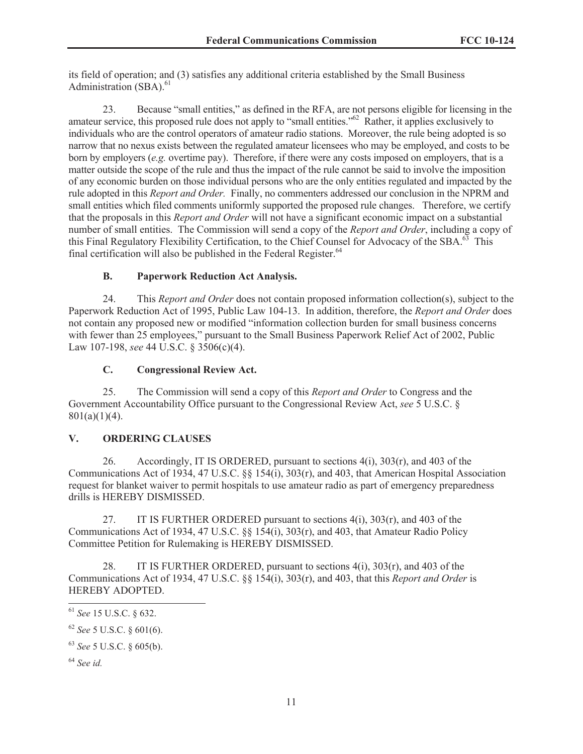its field of operation; and (3) satisfies any additional criteria established by the Small Business Administration (SBA).[61]

23. Because "small entities," as defined in the RFA, are not persons eligible for licensing in the amateur service, this proposed rule does not apply to "small entities."[62] Rather, it applies exclusively to individuals who are the control operators of amateur radio stations. Moreover, the rule being adopted is so narrow that no nexus exists between the regulated amateur licensees who may be employed, and costs to be born by employers (*e.g.* overtime pay). Therefore, if there were any costs imposed on employers, that is a matter outside the scope of the rule and thus the impact of the rule cannot be said to involve the imposition of any economic burden on those individual persons who are the only entities regulated and impacted by the rule adopted in this *Report and Order*. Finally, no commenters addressed our conclusion in the NPRM and small entities which filed comments uniformly supported the proposed rule changes. Therefore, we certify that the proposals in this *Report and Order* will not have a significant economic impact on a substantial number of small entities. The Commission will send a copy of the *Report and Order*, including a copy of this Final Regulatory Flexibility Certification, to the Chief Counsel for Advocacy of the SBA.[63] This final certification will also be published in the Federal Register.[64]

### B. Paperwork Reduction Act Analysis.

24. This *Report and Order* does not contain proposed information collection(s), subject to the Paperwork Reduction Act of 1995, Public Law 104-13. In addition, therefore, the *Report and Order* does not contain any proposed new or modified "information collection burden for small business concerns with fewer than 25 employees," pursuant to the Small Business Paperwork Relief Act of 2002, Public Law 107-198, *see* 44 U.S.C. § 3506(c)(4).

### C. Congressional Review Act.

25. The Commission will send a copy of this *Report and Order* to Congress and the Government Accountability Office pursuant to the Congressional Review Act, *see* 5 U.S.C. § 801(a)(1)(4).

## V. ORDERING CLAUSES

26. Accordingly, IT IS ORDERED, pursuant to sections 4(i), 303(r), and 403 of the Communications Act of 1934, 47 U.S.C. §§ 154(i), 303(r), and 403, that American Hospital Association request for blanket waiver to permit hospitals to use amateur radio as part of emergency preparedness drills is HEREBY DISMISSED.

27. IT IS FURTHER ORDERED pursuant to sections 4(i), 303(r), and 403 of the Communications Act of 1934, 47 U.S.C. §§ 154(i), 303(r), and 403, that Amateur Radio Policy Committee Petition for Rulemaking is HEREBY DISMISSED.

28. IT IS FURTHER ORDERED, pursuant to sections 4(i), 303(r), and 403 of the Communications Act of 1934, 47 U.S.C. §§ 154(i), 303(r), and 403, that this *Report and Order* is HEREBY ADOPTED.

---

[61] *See* 15 U.S.C. § 632.

[62] *See* 5 U.S.C. § 601(6).

[63] *See* 5 U.S.C. § 605(b).

[64] *See id.*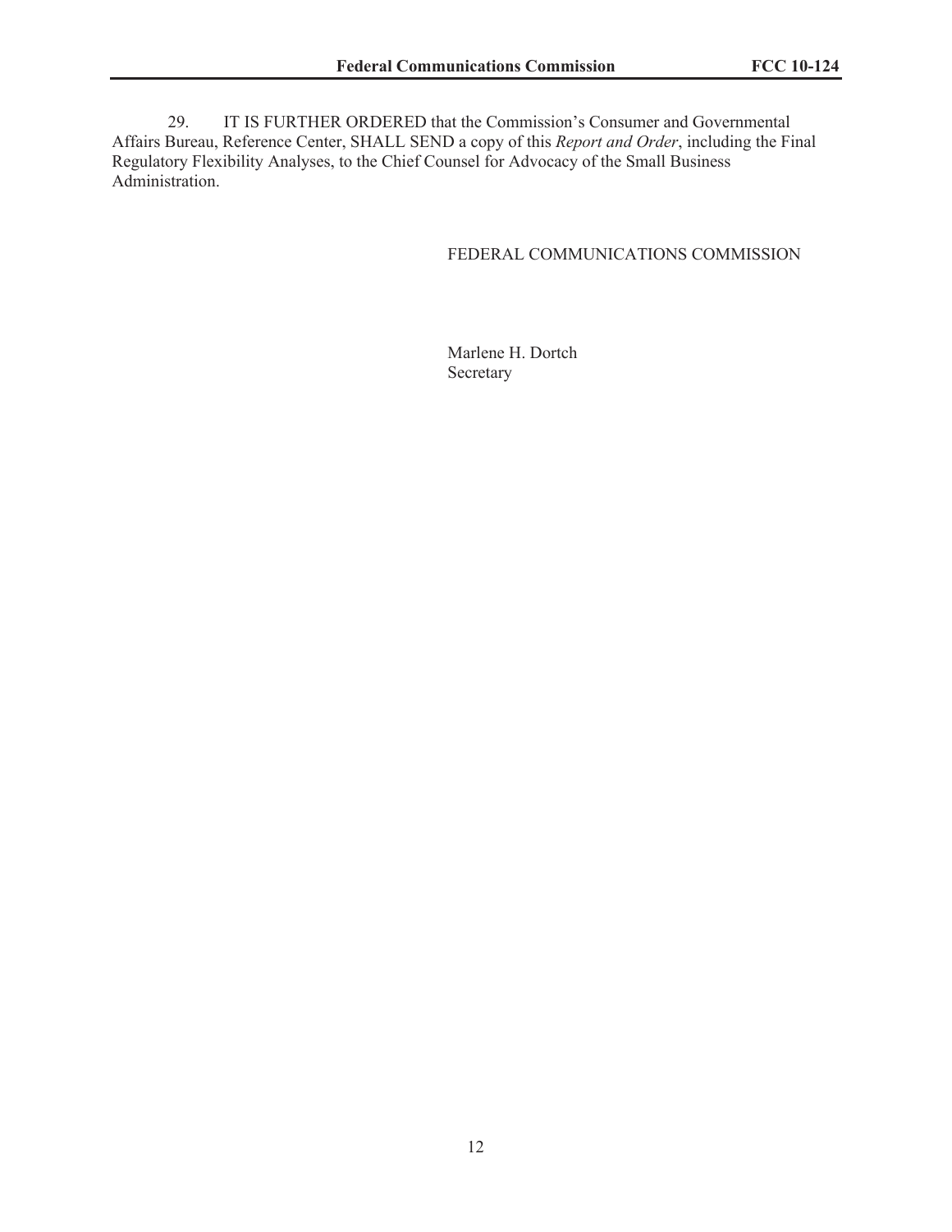29. IT IS FURTHER ORDERED that the Commission's Consumer and Governmental Affairs Bureau, Reference Center, SHALL SEND a copy of this *Report and Order*, including the Final Regulatory Flexibility Analyses, to the Chief Counsel for Advocacy of the Small Business Administration.

FEDERAL COMMUNICATIONS COMMISSION

Marlene H. Dortch
Secretary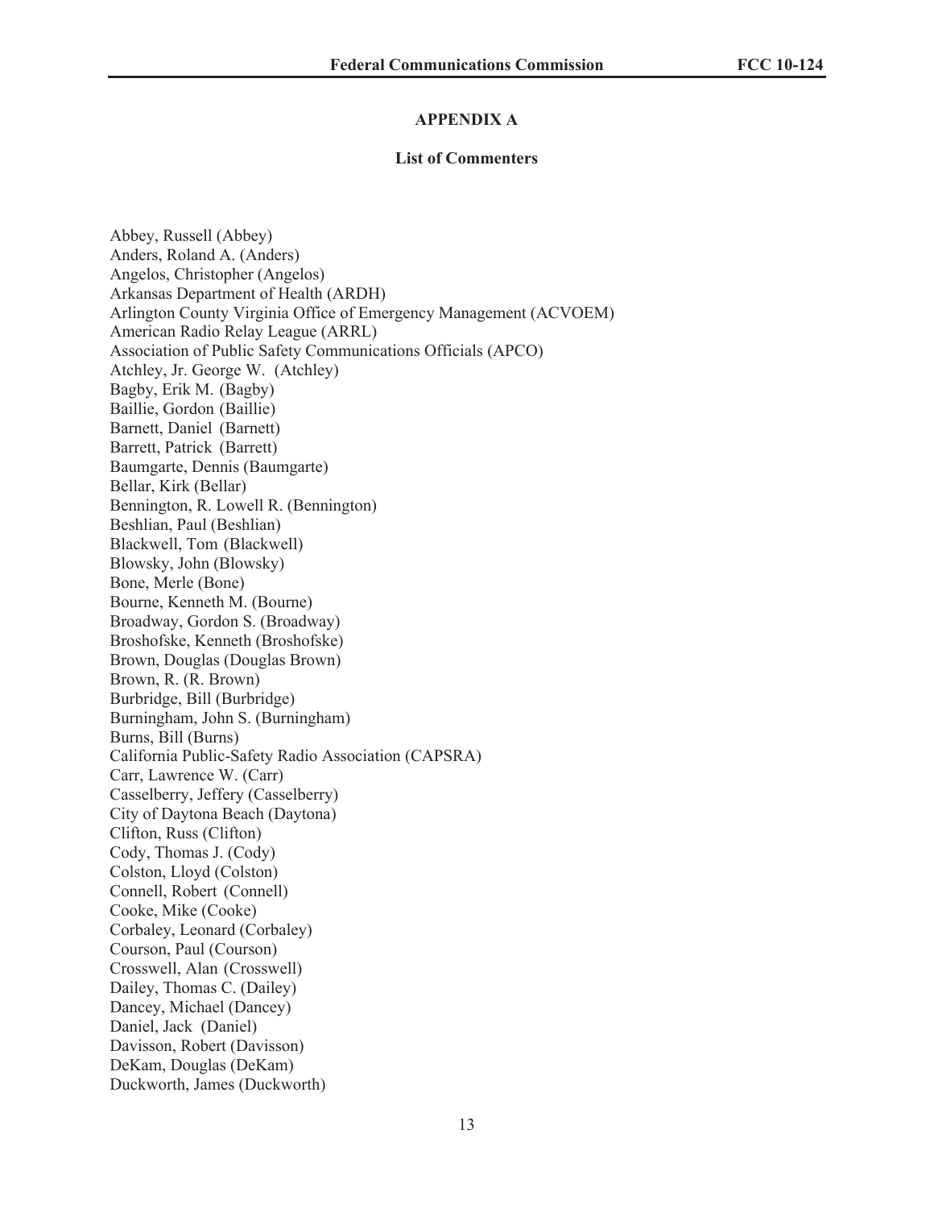## APPENDIX A

### List of Commenters

Abbey, Russell (Abbey)
Anders, Roland A. (Anders)
Angelos, Christopher (Angelos)
Arkansas Department of Health (ARDH)
Arlington County Virginia Office of Emergency Management (ACVOEM)
American Radio Relay League (ARRL)
Association of Public Safety Communications Officials (APCO)
Atchley, Jr. George W. (Atchley)
Bagby, Erik M. (Bagby)
Baillie, Gordon (Baillie)
Barnett, Daniel (Barnett)
Barrett, Patrick (Barrett)
Baumgarte, Dennis (Baumgarte)
Bellar, Kirk (Bellar)
Bennington, R. Lowell R. (Bennington)
Beshlian, Paul (Beshlian)
Blackwell, Tom (Blackwell)
Blowsky, John (Blowsky)
Bone, Merle (Bone)
Bourne, Kenneth M. (Bourne)
Broadway, Gordon S. (Broadway)
Broshofske, Kenneth (Broshofske)
Brown, Douglas (Douglas Brown)
Brown, R. (R. Brown)
Burbridge, Bill (Burbridge)
Burningham, John S. (Burningham)
Burns, Bill (Burns)
California Public-Safety Radio Association (CAPSRA)
Carr, Lawrence W. (Carr)
Casselberry, Jeffery (Casselberry)
City of Daytona Beach (Daytona)
Clifton, Russ (Clifton)
Cody, Thomas J. (Cody)
Colston, Lloyd (Colston)
Connell, Robert (Connell)
Cooke, Mike (Cooke)
Corbaley, Leonard (Corbaley)
Courson, Paul (Courson)
Crosswell, Alan (Crosswell)
Dailey, Thomas C. (Dailey)
Dancey, Michael (Dancey)
Daniel, Jack (Daniel)
Davisson, Robert (Davisson)
DeKam, Douglas (DeKam)
Duckworth, James (Duckworth)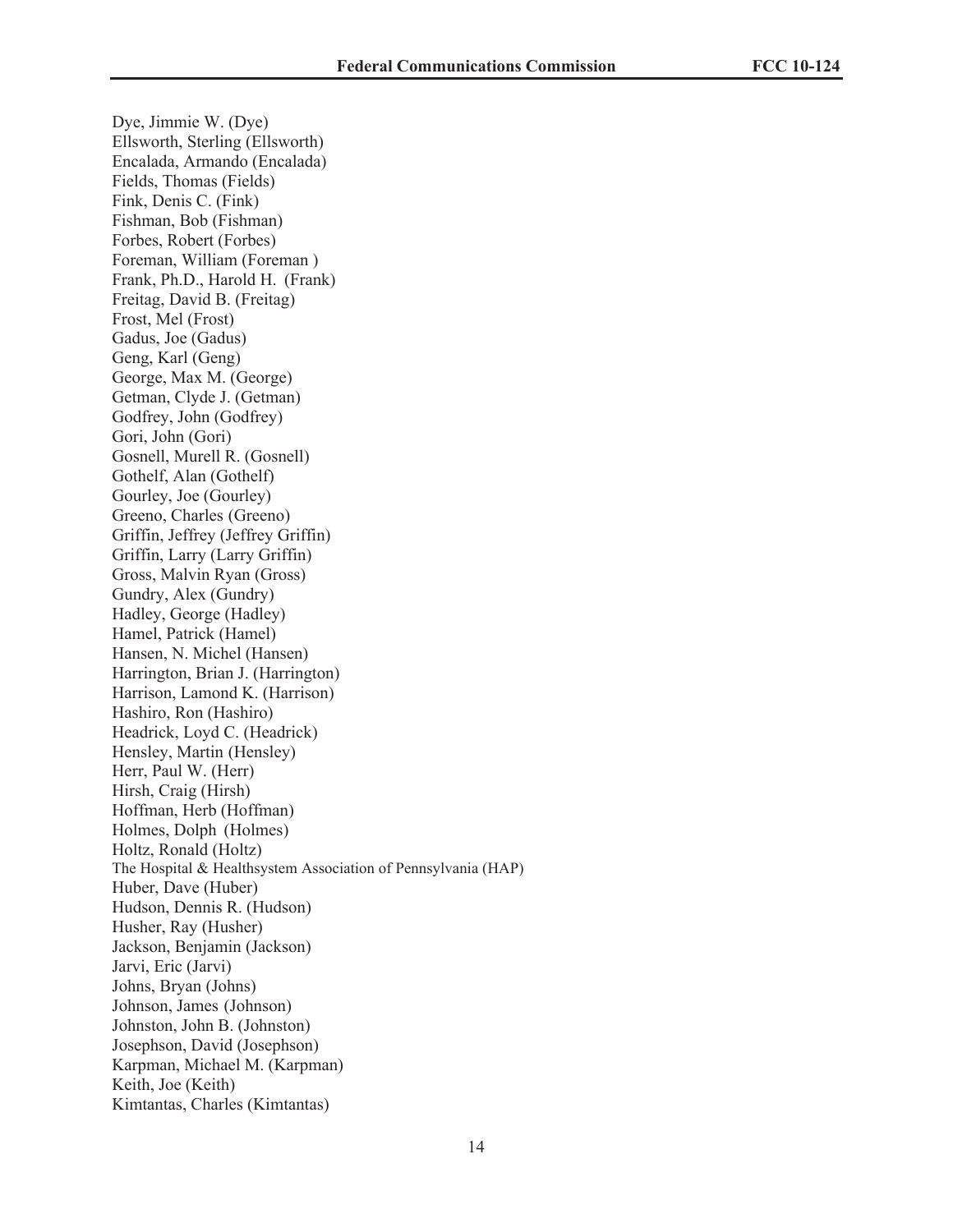Dye, Jimmie W. (Dye)
Ellsworth, Sterling (Ellsworth)
Encalada, Armando (Encalada)
Fields, Thomas (Fields)
Fink, Denis C. (Fink)
Fishman, Bob (Fishman)
Forbes, Robert (Forbes)
Foreman, William (Foreman )
Frank, Ph.D., Harold H. (Frank)
Freitag, David B. (Freitag)
Frost, Mel (Frost)
Gadus, Joe (Gadus)
Geng, Karl (Geng)
George, Max M. (George)
Getman, Clyde J. (Getman)
Godfrey, John (Godfrey)
Gori, John (Gori)
Gosnell, Murell R. (Gosnell)
Gothelf, Alan (Gothelf)
Gourley, Joe (Gourley)
Greeno, Charles (Greeno)
Griffin, Jeffrey (Jeffrey Griffin)
Griffin, Larry (Larry Griffin)
Gross, Malvin Ryan (Gross)
Gundry, Alex (Gundry)
Hadley, George (Hadley)
Hamel, Patrick (Hamel)
Hansen, N. Michel (Hansen)
Harrington, Brian J. (Harrington)
Harrison, Lamond K. (Harrison)
Hashiro, Ron (Hashiro)
Headrick, Loyd C. (Headrick)
Hensley, Martin (Hensley)
Herr, Paul W. (Herr)
Hirsh, Craig (Hirsh)
Hoffman, Herb (Hoffman)
Holmes, Dolph (Holmes)
Holtz, Ronald (Holtz)
The Hospital & Healthsystem Association of Pennsylvania (HAP)
Huber, Dave (Huber)
Hudson, Dennis R. (Hudson)
Husher, Ray (Husher)
Jackson, Benjamin (Jackson)
Jarvi, Eric (Jarvi)
Johns, Bryan (Johns)
Johnson, James (Johnson)
Johnston, John B. (Johnston)
Josephson, David (Josephson)
Karpman, Michael M. (Karpman)
Keith, Joe (Keith)
Kimtantas, Charles (Kimtantas)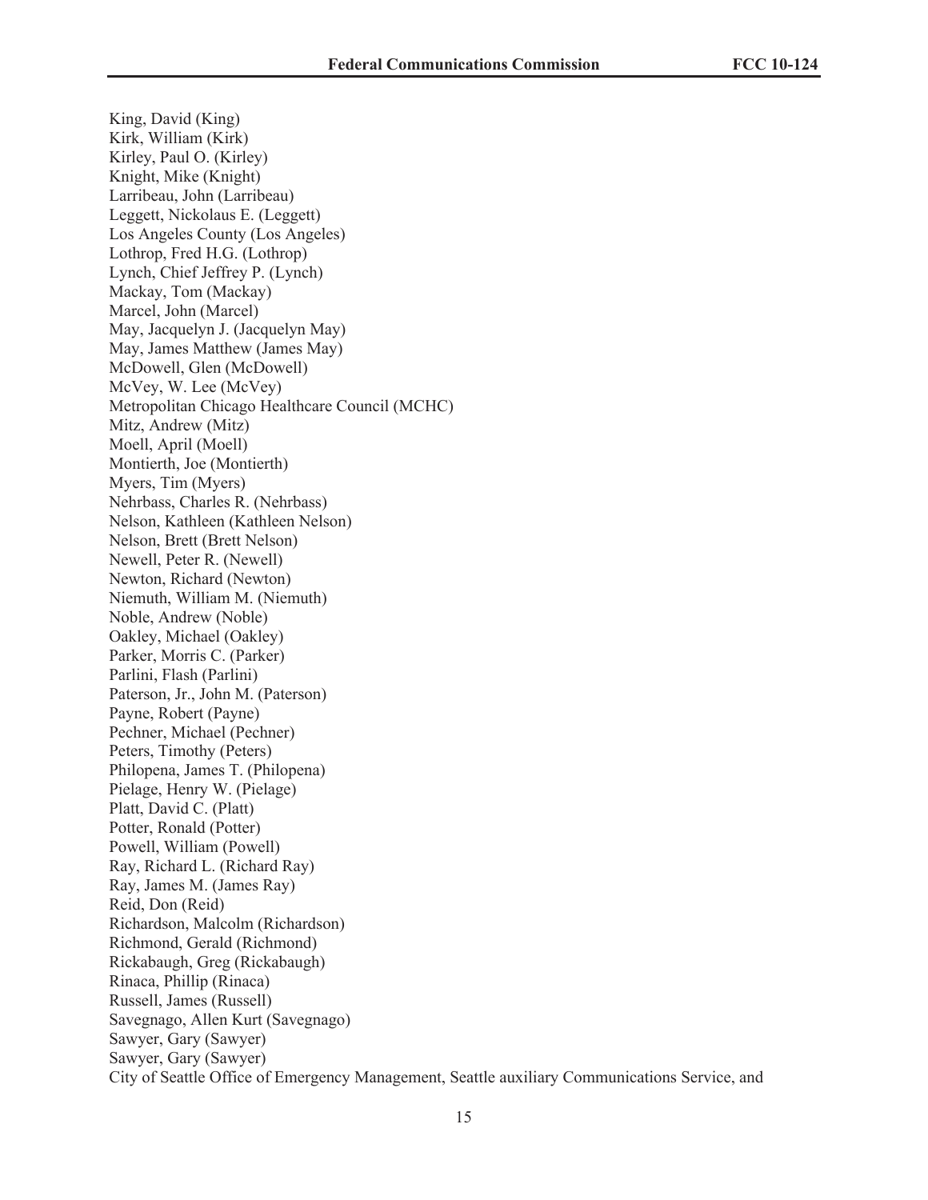King, David (King)
Kirk, William (Kirk)
Kirley, Paul O. (Kirley)
Knight, Mike (Knight)
Larribeau, John (Larribeau)
Leggett, Nickolaus E. (Leggett)
Los Angeles County (Los Angeles)
Lothrop, Fred H.G. (Lothrop)
Lynch, Chief Jeffrey P. (Lynch)
Mackay, Tom (Mackay)
Marcel, John (Marcel)
May, Jacquelyn J. (Jacquelyn May)
May, James Matthew (James May)
McDowell, Glen (McDowell)
McVey, W. Lee (McVey)
Metropolitan Chicago Healthcare Council (MCHC)
Mitz, Andrew (Mitz)
Moell, April (Moell)
Montierth, Joe (Montierth)
Myers, Tim (Myers)
Nehrbass, Charles R. (Nehrbass)
Nelson, Kathleen (Kathleen Nelson)
Nelson, Brett (Brett Nelson)
Newell, Peter R. (Newell)
Newton, Richard (Newton)
Niemuth, William M. (Niemuth)
Noble, Andrew (Noble)
Oakley, Michael (Oakley)
Parker, Morris C. (Parker)
Parlini, Flash (Parlini)
Paterson, Jr., John M. (Paterson)
Payne, Robert (Payne)
Pechner, Michael (Pechner)
Peters, Timothy (Peters)
Philopena, James T. (Philopena)
Pielage, Henry W. (Pielage)
Platt, David C. (Platt)
Potter, Ronald (Potter)
Powell, William (Powell)
Ray, Richard L. (Richard Ray)
Ray, James M. (James Ray)
Reid, Don (Reid)
Richardson, Malcolm (Richardson)
Richmond, Gerald (Richmond)
Rickabaugh, Greg (Rickabaugh)
Rinaca, Phillip (Rinaca)
Russell, James (Russell)
Savegnago, Allen Kurt (Savegnago)
Sawyer, Gary (Sawyer)
Sawyer, Gary (Sawyer)
City of Seattle Office of Emergency Management, Seattle auxiliary Communications Service, and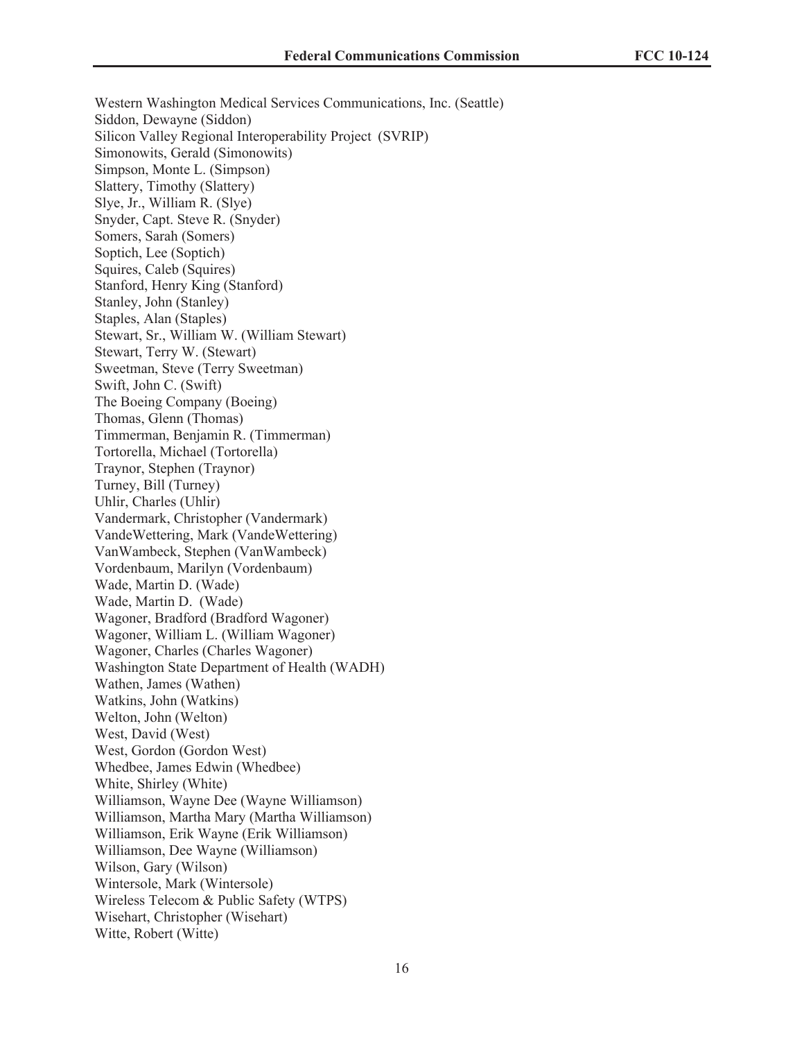Western Washington Medical Services Communications, Inc. (Seattle)
Siddon, Dewayne (Siddon)
Silicon Valley Regional Interoperability Project (SVRIP)
Simonowits, Gerald (Simonowits)
Simpson, Monte L. (Simpson)
Slattery, Timothy (Slattery)
Slye, Jr., William R. (Slye)
Snyder, Capt. Steve R. (Snyder)
Somers, Sarah (Somers)
Soptich, Lee (Soptich)
Squires, Caleb (Squires)
Stanford, Henry King (Stanford)
Stanley, John (Stanley)
Staples, Alan (Staples)
Stewart, Sr., William W. (William Stewart)
Stewart, Terry W. (Stewart)
Sweetman, Steve (Terry Sweetman)
Swift, John C. (Swift)
The Boeing Company (Boeing)
Thomas, Glenn (Thomas)
Timmerman, Benjamin R. (Timmerman)
Tortorella, Michael (Tortorella)
Traynor, Stephen (Traynor)
Turney, Bill (Turney)
Uhlir, Charles (Uhlir)
Vandermark, Christopher (Vandermark)
VandeWettering, Mark (VandeWettering)
VanWambeck, Stephen (VanWambeck)
Vordenbaum, Marilyn (Vordenbaum)
Wade, Martin D. (Wade)
Wade, Martin D. (Wade)
Wagoner, Bradford (Bradford Wagoner)
Wagoner, William L. (William Wagoner)
Wagoner, Charles (Charles Wagoner)
Washington State Department of Health (WADH)
Wathen, James (Wathen)
Watkins, John (Watkins)
Welton, John (Welton)
West, David (West)
West, Gordon (Gordon West)
Whedbee, James Edwin (Whedbee)
White, Shirley (White)
Williamson, Wayne Dee (Wayne Williamson)
Williamson, Martha Mary (Martha Williamson)
Williamson, Erik Wayne (Erik Williamson)
Williamson, Dee Wayne (Williamson)
Wilson, Gary (Wilson)
Wintersole, Mark (Wintersole)
Wireless Telecom & Public Safety (WTPS)
Wisehart, Christopher (Wisehart)
Witte, Robert (Witte)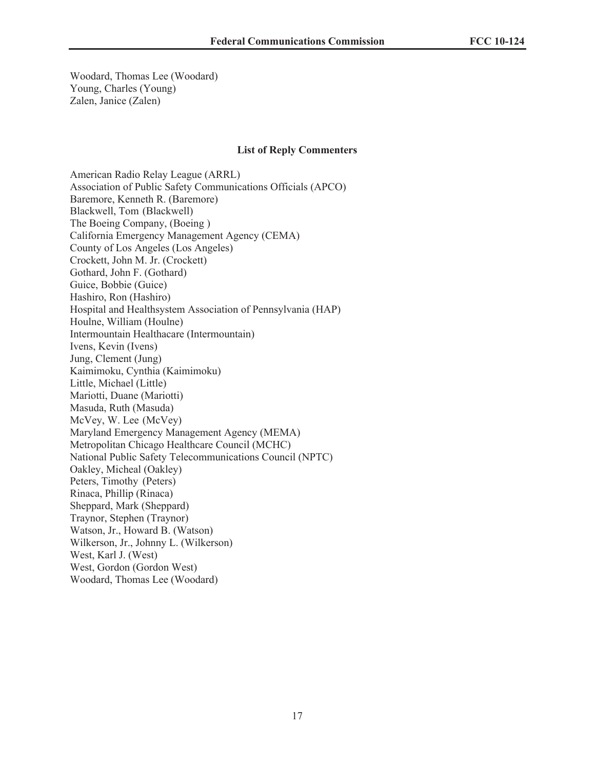Woodard, Thomas Lee (Woodard)
Young, Charles (Young)
Zalen, Janice (Zalen)

### List of Reply Commenters

American Radio Relay League (ARRL)
Association of Public Safety Communications Officials (APCO)
Baremore, Kenneth R. (Baremore)
Blackwell, Tom (Blackwell)
The Boeing Company, (Boeing )
California Emergency Management Agency (CEMA)
County of Los Angeles (Los Angeles)
Crockett, John M. Jr. (Crockett)
Gothard, John F. (Gothard)
Guice, Bobbie (Guice)
Hashiro, Ron (Hashiro)
Hospital and Healthsystem Association of Pennsylvania (HAP)
Houlne, William (Houlne)
Intermountain Healthacare (Intermountain)
Ivens, Kevin (Ivens)
Jung, Clement (Jung)
Kaimimoku, Cynthia (Kaimimoku)
Little, Michael (Little)
Mariotti, Duane (Mariotti)
Masuda, Ruth (Masuda)
McVey, W. Lee (McVey)
Maryland Emergency Management Agency (MEMA)
Metropolitan Chicago Healthcare Council (MCHC)
National Public Safety Telecommunications Council (NPTC)
Oakley, Micheal (Oakley)
Peters, Timothy (Peters)
Rinaca, Phillip (Rinaca)
Sheppard, Mark (Sheppard)
Traynor, Stephen (Traynor)
Watson, Jr., Howard B. (Watson)
Wilkerson, Jr., Johnny L. (Wilkerson)
West, Karl J. (West)
West, Gordon (Gordon West)
Woodard, Thomas Lee (Woodard)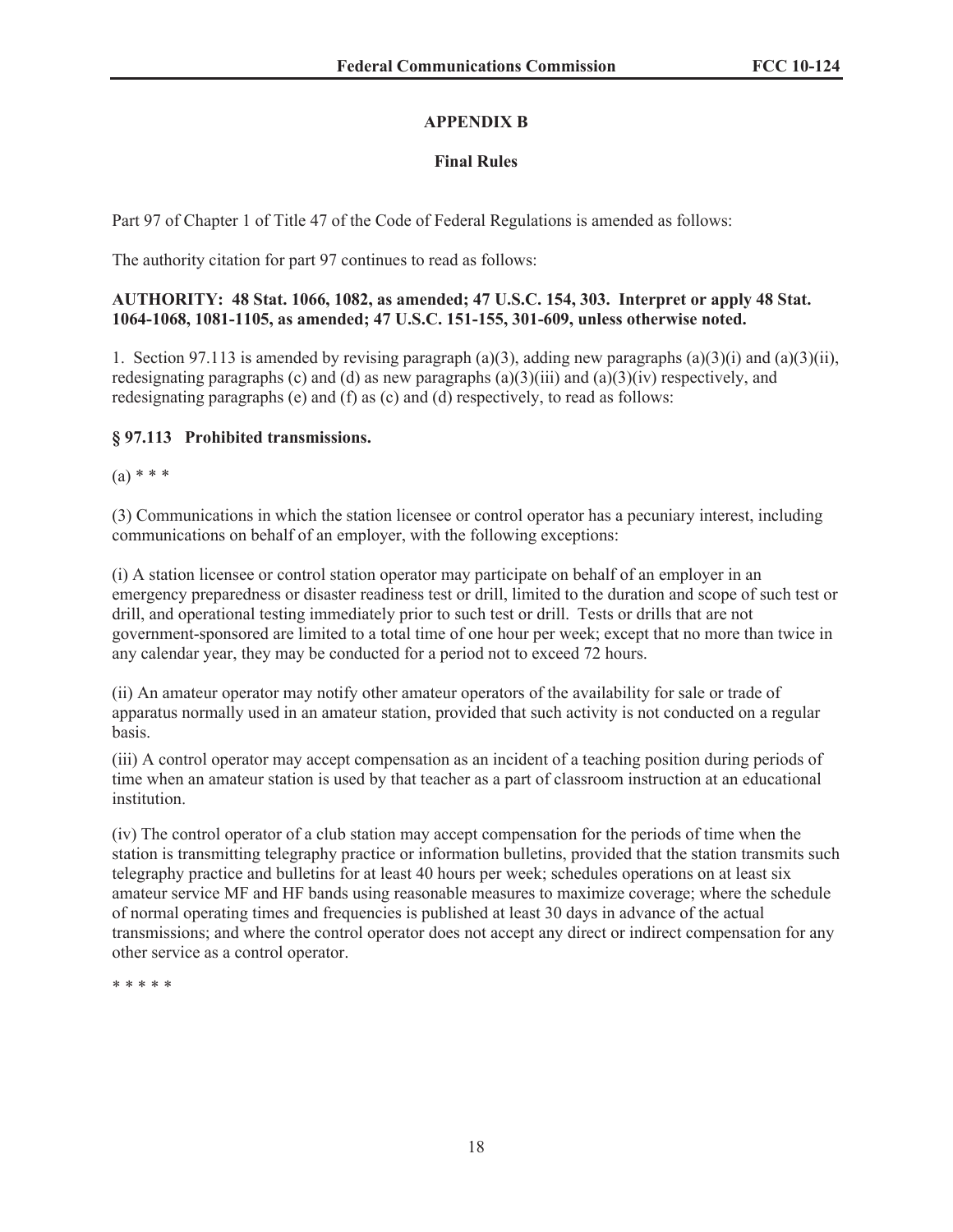## APPENDIX B

### Final Rules

Part 97 of Chapter 1 of Title 47 of the Code of Federal Regulations is amended as follows:

The authority citation for part 97 continues to read as follows:

**AUTHORITY: 48 Stat. 1066, 1082, as amended; 47 U.S.C. 154, 303. Interpret or apply 48 Stat. 1064-1068, 1081-1105, as amended; 47 U.S.C. 151-155, 301-609, unless otherwise noted.**

1. Section 97.113 is amended by revising paragraph (a)(3), adding new paragraphs (a)(3)(i) and (a)(3)(ii), redesignating paragraphs (c) and (d) as new paragraphs (a)(3)(iii) and (a)(3)(iv) respectively, and redesignating paragraphs (e) and (f) as (c) and (d) respectively, to read as follows:

**§ 97.113 Prohibited transmissions.**

(a) * * *

(3) Communications in which the station licensee or control operator has a pecuniary interest, including communications on behalf of an employer, with the following exceptions:

(i) A station licensee or control station operator may participate on behalf of an employer in an emergency preparedness or disaster readiness test or drill, limited to the duration and scope of such test or drill, and operational testing immediately prior to such test or drill. Tests or drills that are not government-sponsored are limited to a total time of one hour per week; except that no more than twice in any calendar year, they may be conducted for a period not to exceed 72 hours.

(ii) An amateur operator may notify other amateur operators of the availability for sale or trade of apparatus normally used in an amateur station, provided that such activity is not conducted on a regular basis.

(iii) A control operator may accept compensation as an incident of a teaching position during periods of time when an amateur station is used by that teacher as a part of classroom instruction at an educational institution.

(iv) The control operator of a club station may accept compensation for the periods of time when the station is transmitting telegraphy practice or information bulletins, provided that the station transmits such telegraphy practice and bulletins for at least 40 hours per week; schedules operations on at least six amateur service MF and HF bands using reasonable measures to maximize coverage; where the schedule of normal operating times and frequencies is published at least 30 days in advance of the actual transmissions; and where the control operator does not accept any direct or indirect compensation for any other service as a control operator.

* * * * *